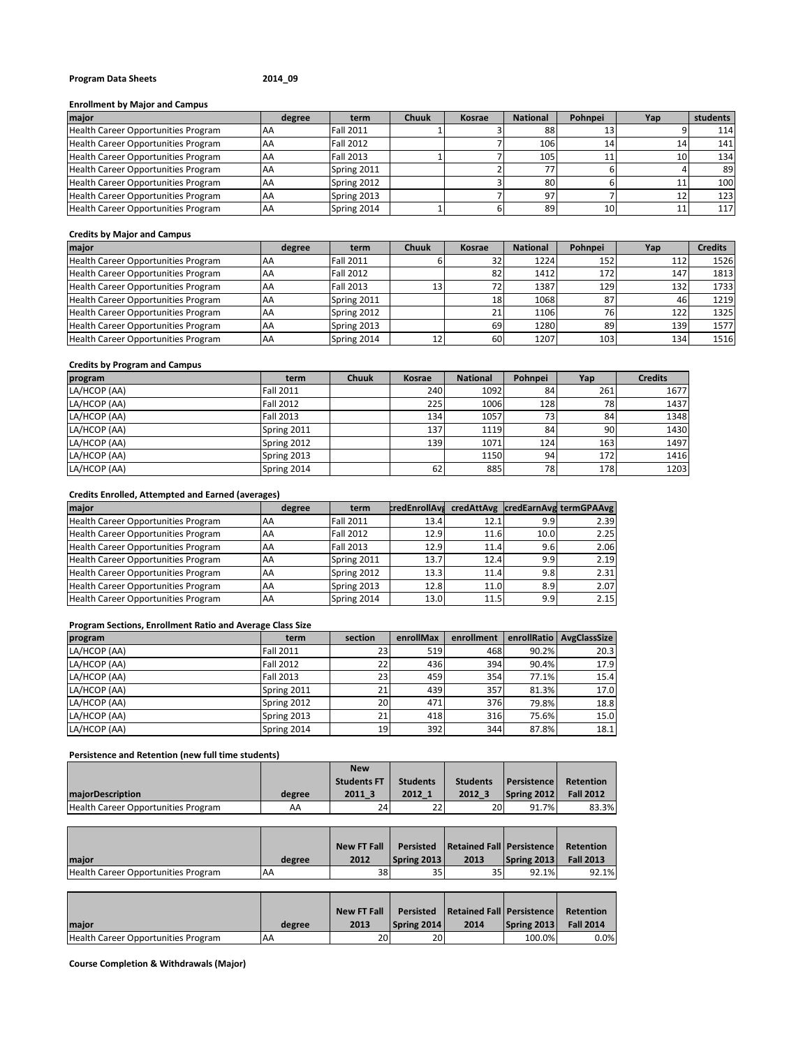**Program Data Sheets** **2014_09**

**Enrollment by Major and Campus**

| major | degree | term | Chuuk | Kosrae | National | Pohnpei | Yap | students |
|---|---|---|---|---|---|---|---|---|
| Health Career Opportunities Program | AA | Fall 2011 | 1 | 3 | 88 | 13 | 9 | 114 |
| Health Career Opportunities Program | AA | Fall 2012 | | 7 | 106 | 14 | 14 | 141 |
| Health Career Opportunities Program | AA | Fall 2013 | 1 | 7 | 105 | 11 | 10 | 134 |
| Health Career Opportunities Program | AA | Spring 2011 | | 2 | 77 | 6 | 4 | 89 |
| Health Career Opportunities Program | AA | Spring 2012 | | 3 | 80 | 6 | 11 | 100 |
| Health Career Opportunities Program | AA | Spring 2013 | | 7 | 97 | 7 | 12 | 123 |
| Health Career Opportunities Program | AA | Spring 2014 | 1 | 6 | 89 | 10 | 11 | 117 |

**Credits by Major and Campus**

| major | degree | term | Chuuk | Kosrae | National | Pohnpei | Yap | Credits |
|---|---|---|---|---|---|---|---|---|
| Health Career Opportunities Program | AA | Fall 2011 | 6 | 32 | 1224 | 152 | 112 | 1526 |
| Health Career Opportunities Program | AA | Fall 2012 | | 82 | 1412 | 172 | 147 | 1813 |
| Health Career Opportunities Program | AA | Fall 2013 | 13 | 72 | 1387 | 129 | 132 | 1733 |
| Health Career Opportunities Program | AA | Spring 2011 | | 18 | 1068 | 87 | 46 | 1219 |
| Health Career Opportunities Program | AA | Spring 2012 | | 21 | 1106 | 76 | 122 | 1325 |
| Health Career Opportunities Program | AA | Spring 2013 | | 69 | 1280 | 89 | 139 | 1577 |
| Health Career Opportunities Program | AA | Spring 2014 | 12 | 60 | 1207 | 103 | 134 | 1516 |

**Credits by Program and Campus**

| program | term | Chuuk | Kosrae | National | Pohnpei | Yap | Credits |
|---|---|---|---|---|---|---|---|
| LA/HCOP (AA) | Fall 2011 | | 240 | 1092 | 84 | 261 | 1677 |
| LA/HCOP (AA) | Fall 2012 | | 225 | 1006 | 128 | 78 | 1437 |
| LA/HCOP (AA) | Fall 2013 | | 134 | 1057 | 73 | 84 | 1348 |
| LA/HCOP (AA) | Spring 2011 | | 137 | 1119 | 84 | 90 | 1430 |
| LA/HCOP (AA) | Spring 2012 | | 139 | 1071 | 124 | 163 | 1497 |
| LA/HCOP (AA) | Spring 2013 | | | 1150 | 94 | 172 | 1416 |
| LA/HCOP (AA) | Spring 2014 | | 62 | 885 | 78 | 178 | 1203 |

**Credits Enrolled, Attempted and Earned (averages)**

| major | degree | term | credEnrollAvg | credAttAvg | credEarnAvg | termGPAAvg |
|---|---|---|---|---|---|---|
| Health Career Opportunities Program | AA | Fall 2011 | 13.4 | 12.1 | 9.9 | 2.39 |
| Health Career Opportunities Program | AA | Fall 2012 | 12.9 | 11.6 | 10.0 | 2.25 |
| Health Career Opportunities Program | AA | Fall 2013 | 12.9 | 11.4 | 9.6 | 2.06 |
| Health Career Opportunities Program | AA | Spring 2011 | 13.7 | 12.4 | 9.9 | 2.19 |
| Health Career Opportunities Program | AA | Spring 2012 | 13.3 | 11.4 | 9.8 | 2.31 |
| Health Career Opportunities Program | AA | Spring 2013 | 12.8 | 11.0 | 8.9 | 2.07 |
| Health Career Opportunities Program | AA | Spring 2014 | 13.0 | 11.5 | 9.9 | 2.15 |

**Program Sections, Enrollment Ratio and Average Class Size**

| program | term | section | enrollMax | enrollment | enrollRatio | AvgClassSize |
|---|---|---|---|---|---|---|
| LA/HCOP (AA) | Fall 2011 | 23 | 519 | 468 | 90.2% | 20.3 |
| LA/HCOP (AA) | Fall 2012 | 22 | 436 | 394 | 90.4% | 17.9 |
| LA/HCOP (AA) | Fall 2013 | 23 | 459 | 354 | 77.1% | 15.4 |
| LA/HCOP (AA) | Spring 2011 | 21 | 439 | 357 | 81.3% | 17.0 |
| LA/HCOP (AA) | Spring 2012 | 20 | 471 | 376 | 79.8% | 18.8 |
| LA/HCOP (AA) | Spring 2013 | 21 | 418 | 316 | 75.6% | 15.0 |
| LA/HCOP (AA) | Spring 2014 | 19 | 392 | 344 | 87.8% | 18.1 |

**Persistence and Retention (new full time students)**

| majorDescription | degree | New Students FT 2011_3 | Students 2012_1 | Students 2012_3 | Persistence Spring 2012 | Retention Fall 2012 |
|---|---|---|---|---|---|---|
| Health Career Opportunities Program | AA | 24 | 22 | 20 | 91.7% | 83.3% |

| major | degree | New FT Fall 2012 | Persisted Spring 2013 | Retained Fall 2013 | Persistence Spring 2013 | Retention Fall 2013 |
|---|---|---|---|---|---|---|
| Health Career Opportunities Program | AA | 38 | 35 | 35 | 92.1% | 92.1% |

| major | degree | New FT Fall 2013 | Persisted Spring 2014 | Retained Fall 2014 | Persistence Spring 2013 | Retention Fall 2014 |
|---|---|---|---|---|---|---|
| Health Career Opportunities Program | AA | 20 | 20 | | 100.0% | 0.0% |

**Course Completion & Withdrawals (Major)**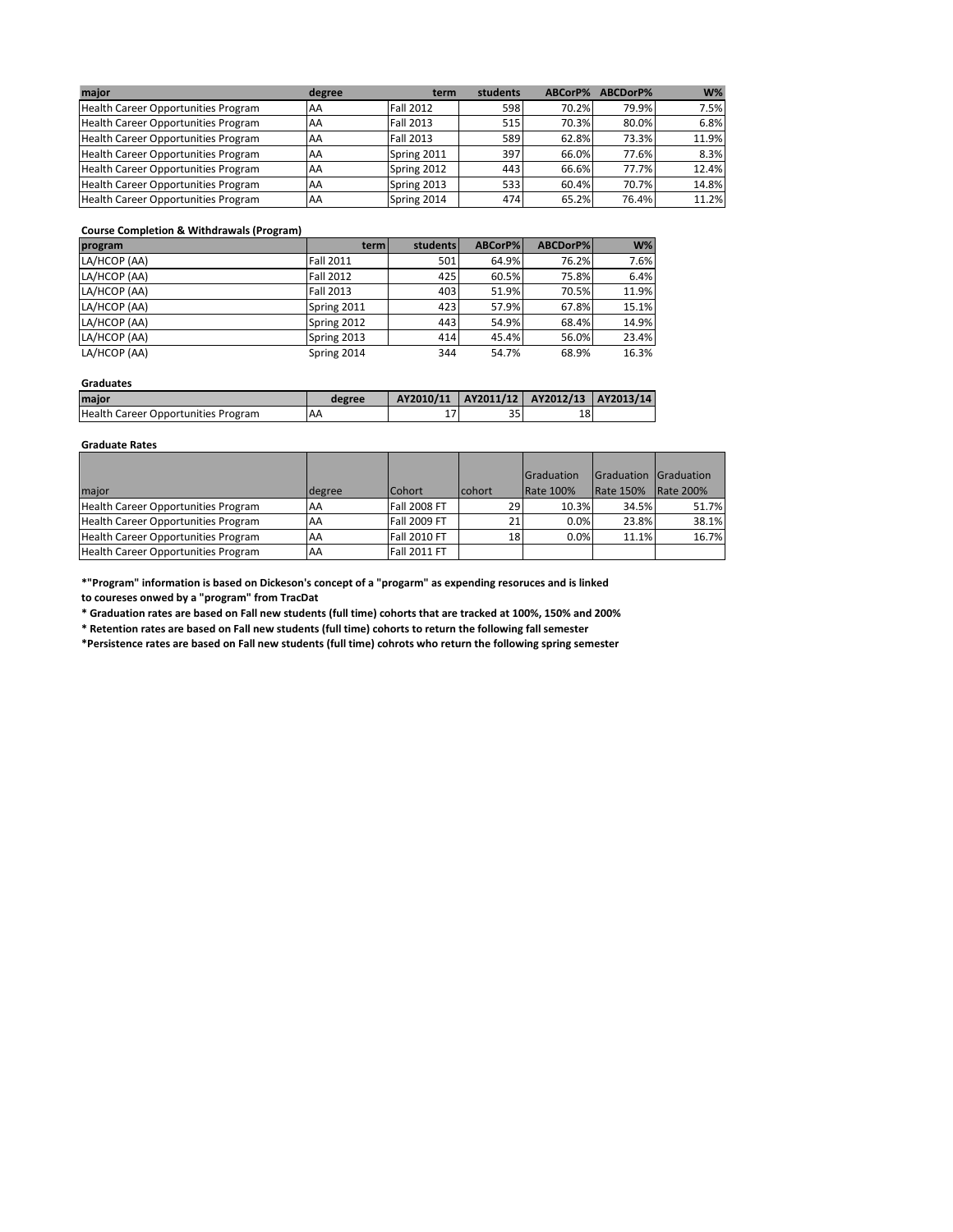| major | degree | term | students | ABCorP% | ABCDorP% | W% |
|---|---|---|---|---|---|---|
| Health Career Opportunities Program | AA | Fall 2012 | 598 | 70.2% | 79.9% | 7.5% |
| Health Career Opportunities Program | AA | Fall 2013 | 515 | 70.3% | 80.0% | 6.8% |
| Health Career Opportunities Program | AA | Fall 2013 | 589 | 62.8% | 73.3% | 11.9% |
| Health Career Opportunities Program | AA | Spring 2011 | 397 | 66.0% | 77.6% | 8.3% |
| Health Career Opportunities Program | AA | Spring 2012 | 443 | 66.6% | 77.7% | 12.4% |
| Health Career Opportunities Program | AA | Spring 2013 | 533 | 60.4% | 70.7% | 14.8% |
| Health Career Opportunities Program | AA | Spring 2014 | 474 | 65.2% | 76.4% | 11.2% |

**Course Completion & Withdrawals (Program)**

| program | term | students | ABCorP% | ABCDorP% | W% |
|---|---|---|---|---|---|
| LA/HCOP (AA) | Fall 2011 | 501 | 64.9% | 76.2% | 7.6% |
| LA/HCOP (AA) | Fall 2012 | 425 | 60.5% | 75.8% | 6.4% |
| LA/HCOP (AA) | Fall 2013 | 403 | 51.9% | 70.5% | 11.9% |
| LA/HCOP (AA) | Spring 2011 | 423 | 57.9% | 67.8% | 15.1% |
| LA/HCOP (AA) | Spring 2012 | 443 | 54.9% | 68.4% | 14.9% |
| LA/HCOP (AA) | Spring 2013 | 414 | 45.4% | 56.0% | 23.4% |
| LA/HCOP (AA) | Spring 2014 | 344 | 54.7% | 68.9% | 16.3% |

**Graduates**

| major | degree | AY2010/11 | AY2011/12 | AY2012/13 | AY2013/14 |
|---|---|---|---|---|---|
| Health Career Opportunities Program | AA | 17 | 35 | 18 | |

**Graduate Rates**

| major | degree | Cohort | cohort | Graduation Rate 100% | Graduation Rate 150% | Graduation Rate 200% |
|---|---|---|---|---|---|---|
| Health Career Opportunities Program | AA | Fall 2008 FT | 29 | 10.3% | 34.5% | 51.7% |
| Health Career Opportunities Program | AA | Fall 2009 FT | 21 | 0.0% | 23.8% | 38.1% |
| Health Career Opportunities Program | AA | Fall 2010 FT | 18 | 0.0% | 11.1% | 16.7% |
| Health Career Opportunities Program | AA | Fall 2011 FT | | | | |

**\*"Program" information is based on Dickeson's concept of a "progarm" as expending resoruces and is linked to coureses onwed by a "program" from TracDat**

**\* Graduation rates are based on Fall new students (full time) cohorts that are tracked at 100%, 150% and 200%**

**\* Retention rates are based on Fall new students (full time) cohorts to return the following fall semester**

**\*Persistence rates are based on Fall new students (full time) cohrots who return the following spring semester**